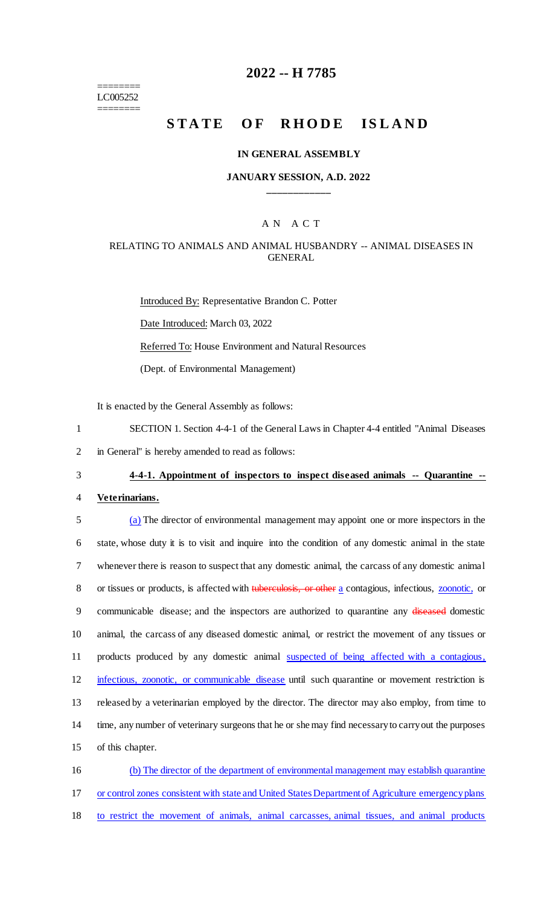========
LC005252
========

# 2022 -- H 7785

# STATE OF RHODE ISLAND

### IN GENERAL ASSEMBLY

### JANUARY SESSION, A.D. 2022

____________

A N A C T

RELATING TO ANIMALS AND ANIMAL HUSBANDRY -- ANIMAL DISEASES IN GENERAL

Introduced By: Representative Brandon C. Potter

Date Introduced: March 03, 2022

Referred To: House Environment and Natural Resources

(Dept. of Environmental Management)

It is enacted by the General Assembly as follows:

1 SECTION 1. Section 4-4-1 of the General Laws in Chapter 4-4 entitled "Animal Diseases
2 in General" is hereby amended to read as follows:

3 **4-4-1. Appointment of inspectors to inspect diseased animals -- Quarantine --**
4 **Veterinarians.**

5 (a) The director of environmental management may appoint one or more inspectors in the
6 state, whose duty it is to visit and inquire into the condition of any domestic animal in the state
7 whenever there is reason to suspect that any domestic animal, the carcass of any domestic animal
8 or tissues or products, is affected with ~~tuberculosis, or other~~ a contagious, infectious, zoonotic, or
9 communicable disease; and the inspectors are authorized to quarantine any ~~diseased~~ domestic
10 animal, the carcass of any diseased domestic animal, or restrict the movement of any tissues or
11 products produced by any domestic animal suspected of being affected with a contagious,
12 infectious, zoonotic, or communicable disease until such quarantine or movement restriction is
13 released by a veterinarian employed by the director. The director may also employ, from time to
14 time, any number of veterinary surgeons that he or she may find necessary to carry out the purposes
15 of this chapter.

16 (b) The director of the department of environmental management may establish quarantine
17 or control zones consistent with state and United States Department of Agriculture emergency plans
18 to restrict the movement of animals, animal carcasses, animal tissues, and animal products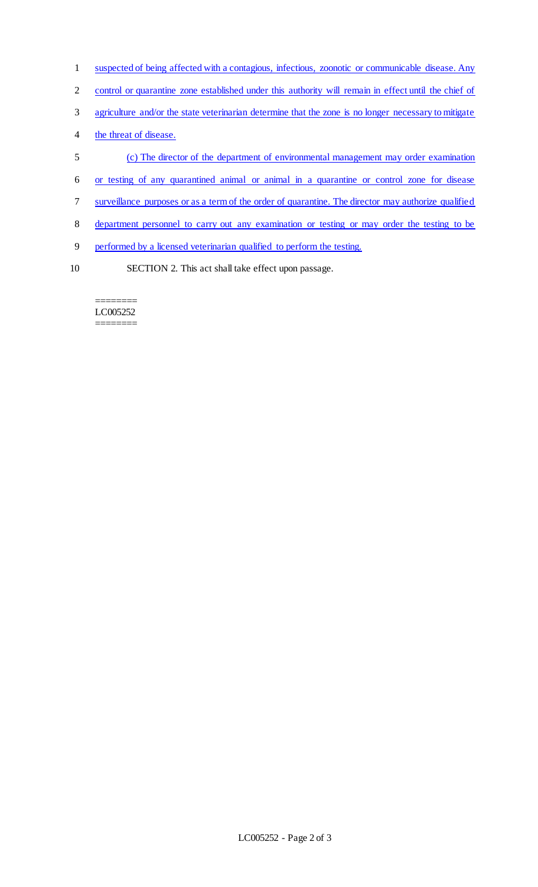suspected of being affected with a contagious, infectious, zoonotic or communicable disease. Any control or quarantine zone established under this authority will remain in effect until the chief of agriculture and/or the state veterinarian determine that the zone is no longer necessary to mitigate the threat of disease.

(c) The director of the department of environmental management may order examination or testing of any quarantined animal or animal in a quarantine or control zone for disease surveillance purposes or as a term of the order of quarantine. The director may authorize qualified department personnel to carry out any examination or testing or may order the testing to be performed by a licensed veterinarian qualified to perform the testing.

SECTION 2. This act shall take effect upon passage.

========
LC005252
========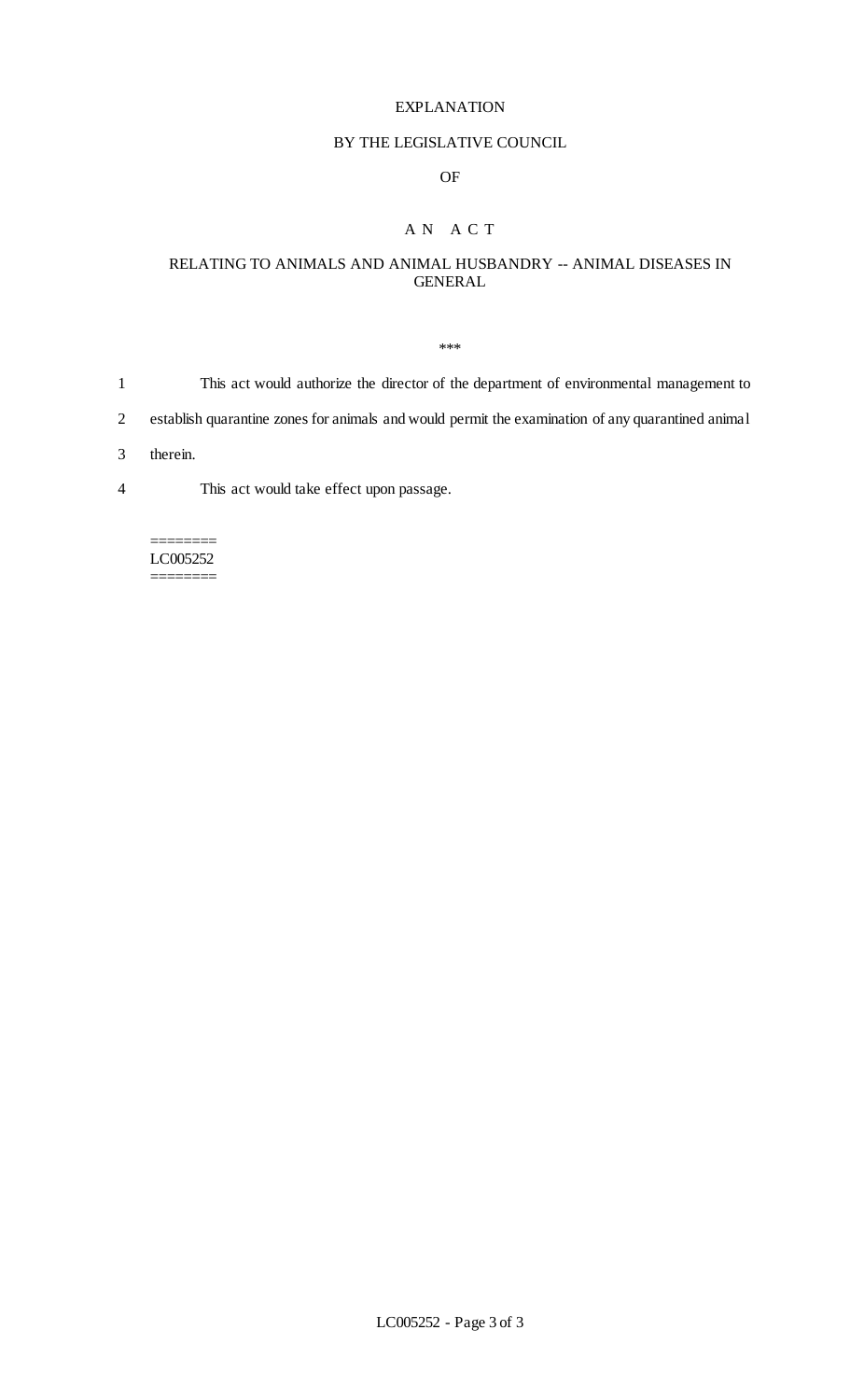EXPLANATION

BY THE LEGISLATIVE COUNCIL

OF

# A N A C T

## RELATING TO ANIMALS AND ANIMAL HUSBANDRY -- ANIMAL DISEASES IN GENERAL

***

This act would authorize the director of the department of environmental management to establish quarantine zones for animals and would permit the examination of any quarantined animal therein.

This act would take effect upon passage.

========
LC005252
========